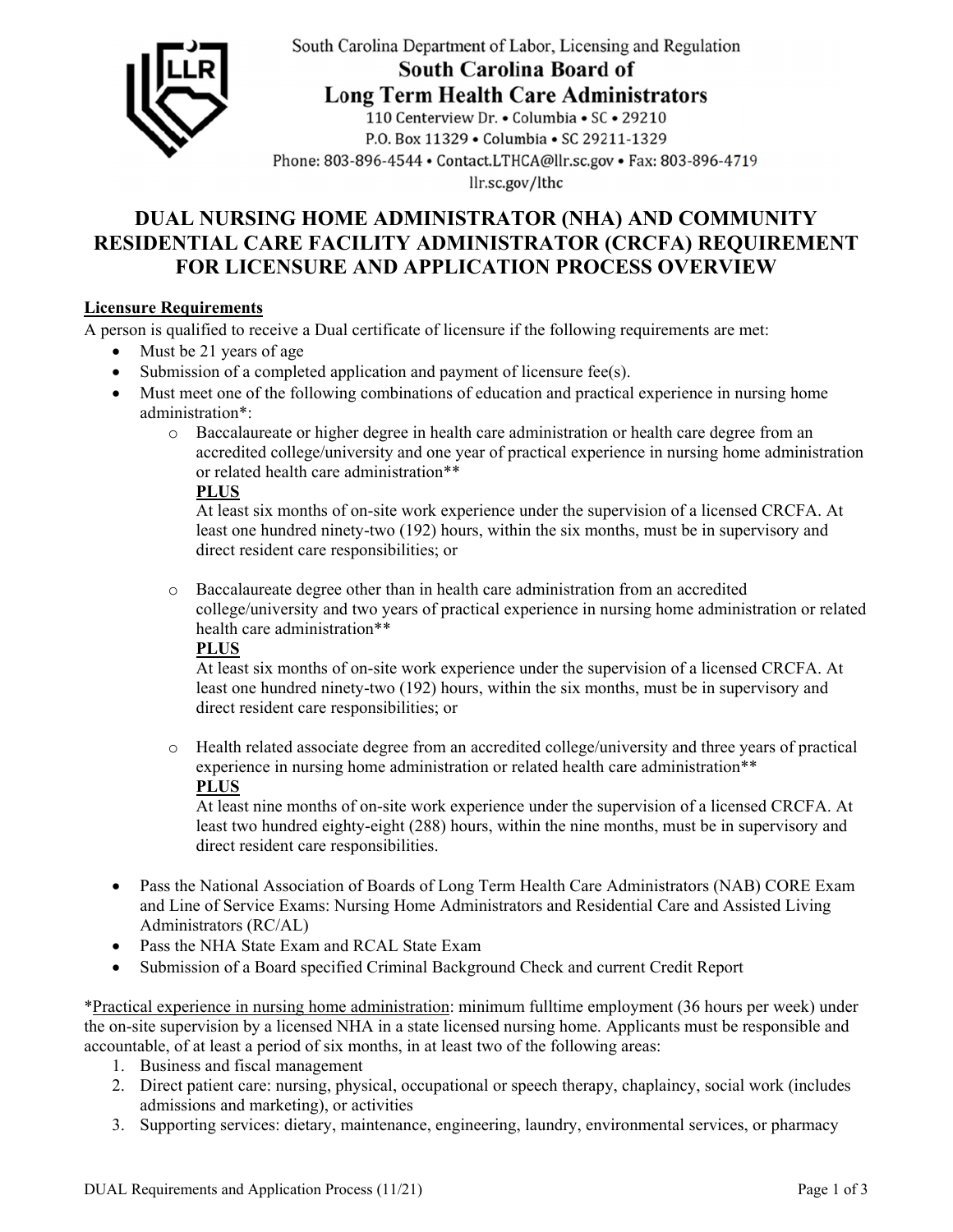South Carolina Department of Labor, Licensing and Regulation

**South Carolina Board of Long Term Health Care Administrators**

110 Centerview Dr. • Columbia • SC • 29210
P.O. Box 11329 • Columbia • SC 29211-1329
Phone: 803-896-4544 • Contact.LTHCA@llr.sc.gov • Fax: 803-896-4719
llr.sc.gov/lthc

# DUAL NURSING HOME ADMINISTRATOR (NHA) AND COMMUNITY RESIDENTIAL CARE FACILITY ADMINISTRATOR (CRCFA) REQUIREMENT FOR LICENSURE AND APPLICATION PROCESS OVERVIEW

## Licensure Requirements

A person is qualified to receive a Dual certificate of licensure if the following requirements are met:

- Must be 21 years of age
- Submission of a completed application and payment of licensure fee(s).
- Must meet one of the following combinations of education and practical experience in nursing home administration*:
  - Baccalaureate or higher degree in health care administration or health care degree from an accredited college/university and one year of practical experience in nursing home administration or related health care administration**
    **PLUS**
    At least six months of on-site work experience under the supervision of a licensed CRCFA. At least one hundred ninety-two (192) hours, within the six months, must be in supervisory and direct resident care responsibilities; or
  - Baccalaureate degree other than in health care administration from an accredited college/university and two years of practical experience in nursing home administration or related health care administration**
    **PLUS**
    At least six months of on-site work experience under the supervision of a licensed CRCFA. At least one hundred ninety-two (192) hours, within the six months, must be in supervisory and direct resident care responsibilities; or
  - Health related associate degree from an accredited college/university and three years of practical experience in nursing home administration or related health care administration**
    **PLUS**
    At least nine months of on-site work experience under the supervision of a licensed CRCFA. At least two hundred eighty-eight (288) hours, within the nine months, must be in supervisory and direct resident care responsibilities.
- Pass the National Association of Boards of Long Term Health Care Administrators (NAB) CORE Exam and Line of Service Exams: Nursing Home Administrators and Residential Care and Assisted Living Administrators (RC/AL)
- Pass the NHA State Exam and RCAL State Exam
- Submission of a Board specified Criminal Background Check and current Credit Report

*Practical experience in nursing home administration: minimum fulltime employment (36 hours per week) under the on-site supervision by a licensed NHA in a state licensed nursing home. Applicants must be responsible and accountable, of at least a period of six months, in at least two of the following areas:

1. Business and fiscal management
2. Direct patient care: nursing, physical, occupational or speech therapy, chaplaincy, social work (includes admissions and marketing), or activities
3. Supporting services: dietary, maintenance, engineering, laundry, environmental services, or pharmacy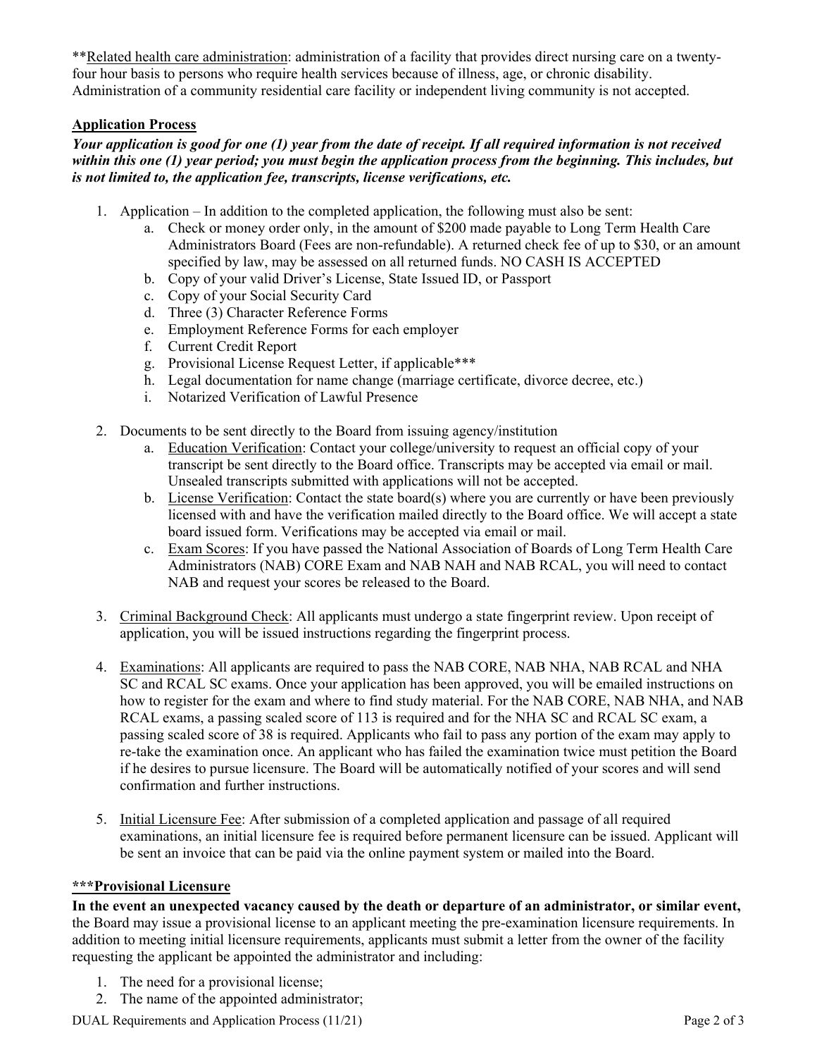**<u>Related health care administration</u>: administration of a facility that provides direct nursing care on a twenty-four hour basis to persons who require health services because of illness, age, or chronic disability. Administration of a community residential care facility or independent living community is not accepted.

**<u>Application Process</u>**

***Your application is good for one (1) year from the date of receipt. If all required information is not received within this one (1) year period; you must begin the application process from the beginning. This includes, but is not limited to, the application fee, transcripts, license verifications, etc.***

1. Application – In addition to the completed application, the following must also be sent:
   a. Check or money order only, in the amount of $200 made payable to Long Term Health Care Administrators Board (Fees are non-refundable). A returned check fee of up to $30, or an amount specified by law, may be assessed on all returned funds. NO CASH IS ACCEPTED
   b. Copy of your valid Driver's License, State Issued ID, or Passport
   c. Copy of your Social Security Card
   d. Three (3) Character Reference Forms
   e. Employment Reference Forms for each employer
   f. Current Credit Report
   g. Provisional License Request Letter, if applicable***
   h. Legal documentation for name change (marriage certificate, divorce decree, etc.)
   i. Notarized Verification of Lawful Presence

2. Documents to be sent directly to the Board from issuing agency/institution
   a. <u>Education Verification</u>: Contact your college/university to request an official copy of your transcript be sent directly to the Board office. Transcripts may be accepted via email or mail. Unsealed transcripts submitted with applications will not be accepted.
   b. <u>License Verification</u>: Contact the state board(s) where you are currently or have been previously licensed with and have the verification mailed directly to the Board office. We will accept a state board issued form. Verifications may be accepted via email or mail.
   c. <u>Exam Scores</u>: If you have passed the National Association of Boards of Long Term Health Care Administrators (NAB) CORE Exam and NAB NAH and NAB RCAL, you will need to contact NAB and request your scores be released to the Board.

3. <u>Criminal Background Check</u>: All applicants must undergo a state fingerprint review. Upon receipt of application, you will be issued instructions regarding the fingerprint process.

4. <u>Examinations</u>: All applicants are required to pass the NAB CORE, NAB NHA, NAB RCAL and NHA SC and RCAL SC exams. Once your application has been approved, you will be emailed instructions on how to register for the exam and where to find study material. For the NAB CORE, NAB NHA, and NAB RCAL exams, a passing scaled score of 113 is required and for the NHA SC and RCAL SC exam, a passing scaled score of 38 is required. Applicants who fail to pass any portion of the exam may apply to re-take the examination once. An applicant who has failed the examination twice must petition the Board if he desires to pursue licensure. The Board will be automatically notified of your scores and will send confirmation and further instructions.

5. <u>Initial Licensure Fee</u>: After submission of a completed application and passage of all required examinations, an initial licensure fee is required before permanent licensure can be issued. Applicant will be sent an invoice that can be paid via the online payment system or mailed into the Board.

**<u>***Provisional Licensure</u>**

**In the event an unexpected vacancy caused by the death or departure of an administrator, or similar event,** the Board may issue a provisional license to an applicant meeting the pre-examination licensure requirements. In addition to meeting initial licensure requirements, applicants must submit a letter from the owner of the facility requesting the applicant be appointed the administrator and including:

1. The need for a provisional license;
2. The name of the appointed administrator;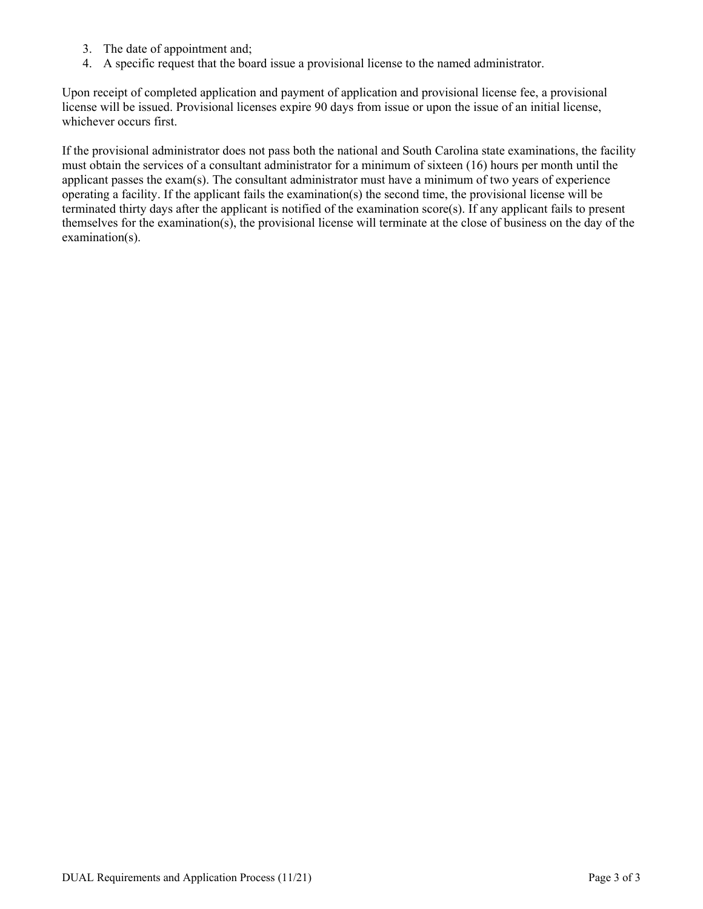3. The date of appointment and;
4. A specific request that the board issue a provisional license to the named administrator.

Upon receipt of completed application and payment of application and provisional license fee, a provisional license will be issued. Provisional licenses expire 90 days from issue or upon the issue of an initial license, whichever occurs first.

If the provisional administrator does not pass both the national and South Carolina state examinations, the facility must obtain the services of a consultant administrator for a minimum of sixteen (16) hours per month until the applicant passes the exam(s). The consultant administrator must have a minimum of two years of experience operating a facility. If the applicant fails the examination(s) the second time, the provisional license will be terminated thirty days after the applicant is notified of the examination score(s). If any applicant fails to present themselves for the examination(s), the provisional license will terminate at the close of business on the day of the examination(s).